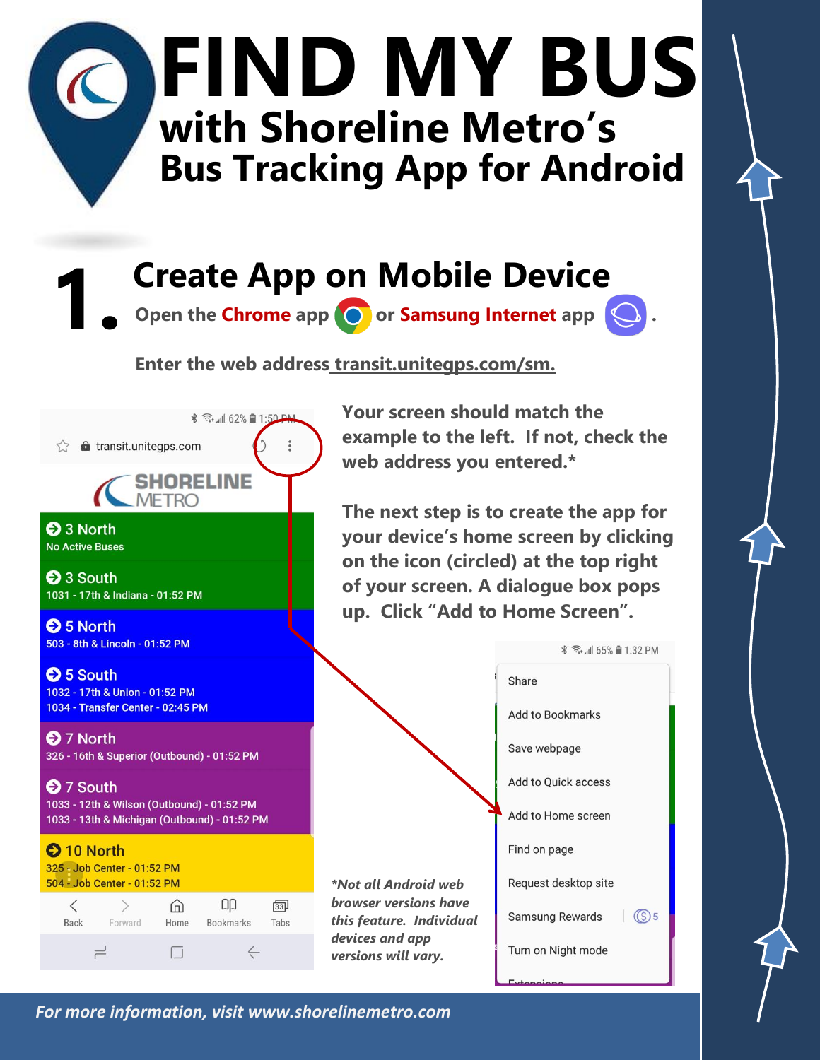# FIND MY BUS

## with Shoreline Metro's Bus Tracking App for Android

## 1. Create App on Mobile Device

**Open the Chrome app or Samsung Internet app .**

**Enter the web address transit.unitegps.com/sm.**

**Your screen should match the example to the left. If not, check the web address you entered.***

**The next step is to create the app for your device's home screen by clicking on the icon (circled) at the top right of your screen. A dialogue box pops up. Click "Add to Home Screen".**

*\*Not all Android web browser versions have this feature. Individual devices and app versions will vary.*

*For more information, visit www.shorelinemetro.com*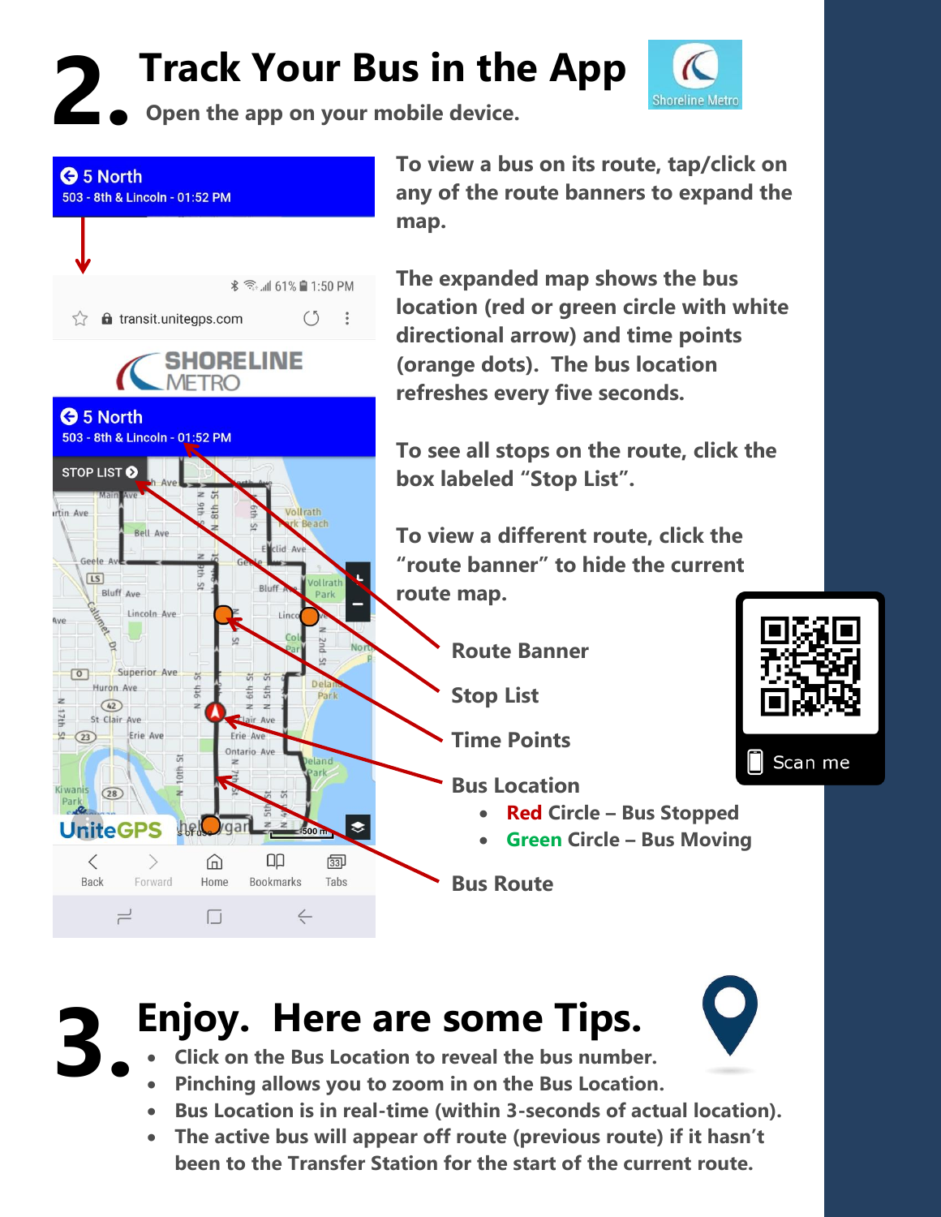# 2. Track Your Bus in the App

**Open the app on your mobile device.**

To view a bus on its route, tap/click on any of the route banners to expand the map.

The expanded map shows the bus location (red or green circle with white directional arrow) and time points (orange dots). The bus location refreshes every five seconds.

To see all stops on the route, click the box labeled "Stop List".

To view a different route, click the "route banner" to hide the current route map.

Route Banner

Stop List

Time Points

Bus Location

- **Red Circle – Bus Stopped**
- **Green Circle – Bus Moving**

Bus Route

Scan me

# 3. Enjoy. Here are some Tips.

- Click on the Bus Location to reveal the bus number.
- Pinching allows you to zoom in on the Bus Location.
- Bus Location is in real-time (within 3-seconds of actual location).
- The active bus will appear off route (previous route) if it hasn't been to the Transfer Station for the start of the current route.